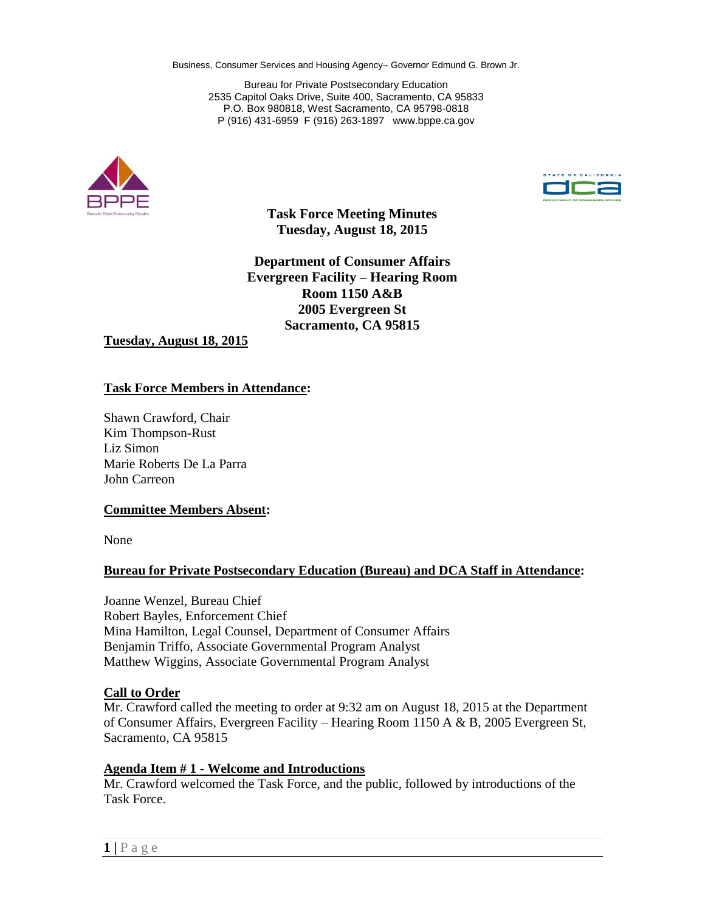Business, Consumer Services and Housing Agency– Governor Edmund G. Brown Jr.

Bureau for Private Postsecondary Education
2535 Capitol Oaks Drive, Suite 400, Sacramento, CA 95833
P.O. Box 980818, West Sacramento, CA 95798-0818
P (916) 431-6959 F (916) 263-1897 www.bppe.ca.gov

# Task Force Meeting Minutes
## Tuesday, August 18, 2015

**Department of Consumer Affairs**
**Evergreen Facility – Hearing Room**
**Room 1150 A&B**
**2005 Evergreen St**
**Sacramento, CA 95815**

**Tuesday, August 18, 2015**

**Task Force Members in Attendance:**

Shawn Crawford, Chair
Kim Thompson-Rust
Liz Simon
Marie Roberts De La Parra
John Carreon

**Committee Members Absent:**

None

**Bureau for Private Postsecondary Education (Bureau) and DCA Staff in Attendance:**

Joanne Wenzel, Bureau Chief
Robert Bayles, Enforcement Chief
Mina Hamilton, Legal Counsel, Department of Consumer Affairs
Benjamin Triffo, Associate Governmental Program Analyst
Matthew Wiggins, Associate Governmental Program Analyst

**Call to Order**

Mr. Crawford called the meeting to order at 9:32 am on August 18, 2015 at the Department of Consumer Affairs, Evergreen Facility – Hearing Room 1150 A & B, 2005 Evergreen St, Sacramento, CA 95815

**Agenda Item # 1 - Welcome and Introductions**

Mr. Crawford welcomed the Task Force, and the public, followed by introductions of the Task Force.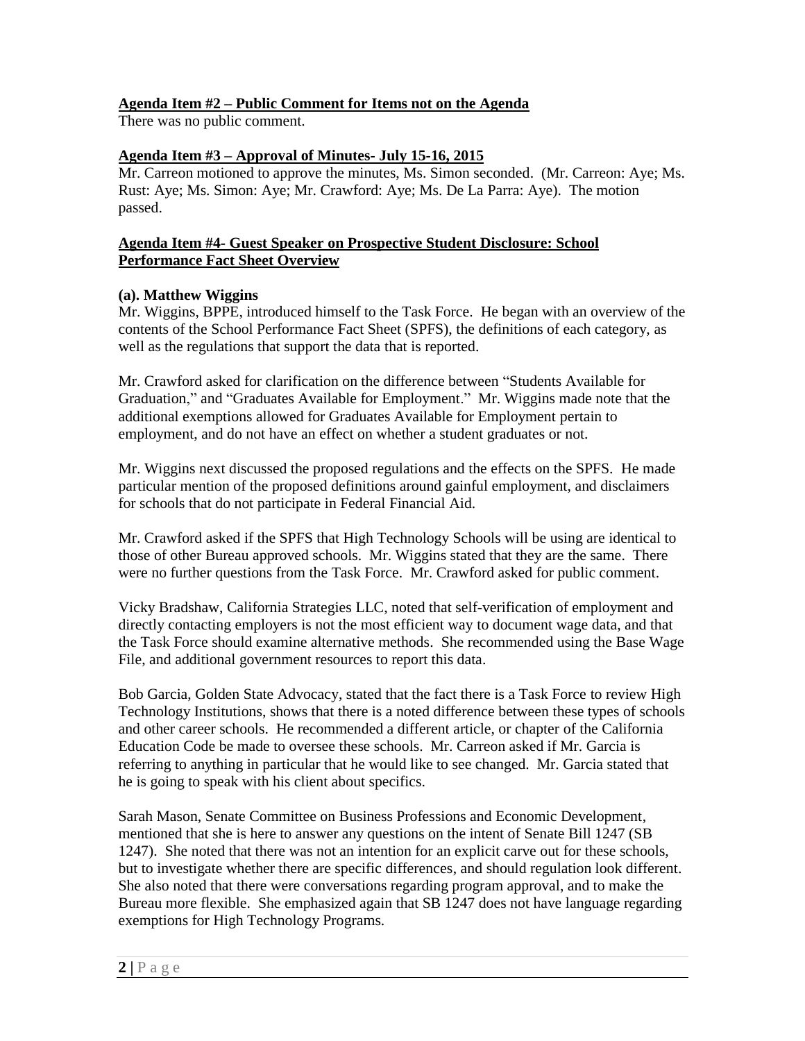**Agenda Item #2 – Public Comment for Items not on the Agenda**

There was no public comment.

**Agenda Item #3 – Approval of Minutes- July 15-16, 2015**

Mr. Carreon motioned to approve the minutes, Ms. Simon seconded. (Mr. Carreon: Aye; Ms. Rust: Aye; Ms. Simon: Aye; Mr. Crawford: Aye; Ms. De La Parra: Aye). The motion passed.

**Agenda Item #4- Guest Speaker on Prospective Student Disclosure: School Performance Fact Sheet Overview**

**(a). Matthew Wiggins**

Mr. Wiggins, BPPE, introduced himself to the Task Force. He began with an overview of the contents of the School Performance Fact Sheet (SPFS), the definitions of each category, as well as the regulations that support the data that is reported.

Mr. Crawford asked for clarification on the difference between "Students Available for Graduation," and "Graduates Available for Employment." Mr. Wiggins made note that the additional exemptions allowed for Graduates Available for Employment pertain to employment, and do not have an effect on whether a student graduates or not.

Mr. Wiggins next discussed the proposed regulations and the effects on the SPFS. He made particular mention of the proposed definitions around gainful employment, and disclaimers for schools that do not participate in Federal Financial Aid.

Mr. Crawford asked if the SPFS that High Technology Schools will be using are identical to those of other Bureau approved schools. Mr. Wiggins stated that they are the same. There were no further questions from the Task Force. Mr. Crawford asked for public comment.

Vicky Bradshaw, California Strategies LLC, noted that self-verification of employment and directly contacting employers is not the most efficient way to document wage data, and that the Task Force should examine alternative methods. She recommended using the Base Wage File, and additional government resources to report this data.

Bob Garcia, Golden State Advocacy, stated that the fact there is a Task Force to review High Technology Institutions, shows that there is a noted difference between these types of schools and other career schools. He recommended a different article, or chapter of the California Education Code be made to oversee these schools. Mr. Carreon asked if Mr. Garcia is referring to anything in particular that he would like to see changed. Mr. Garcia stated that he is going to speak with his client about specifics.

Sarah Mason, Senate Committee on Business Professions and Economic Development, mentioned that she is here to answer any questions on the intent of Senate Bill 1247 (SB 1247). She noted that there was not an intention for an explicit carve out for these schools, but to investigate whether there are specific differences, and should regulation look different. She also noted that there were conversations regarding program approval, and to make the Bureau more flexible. She emphasized again that SB 1247 does not have language regarding exemptions for High Technology Programs.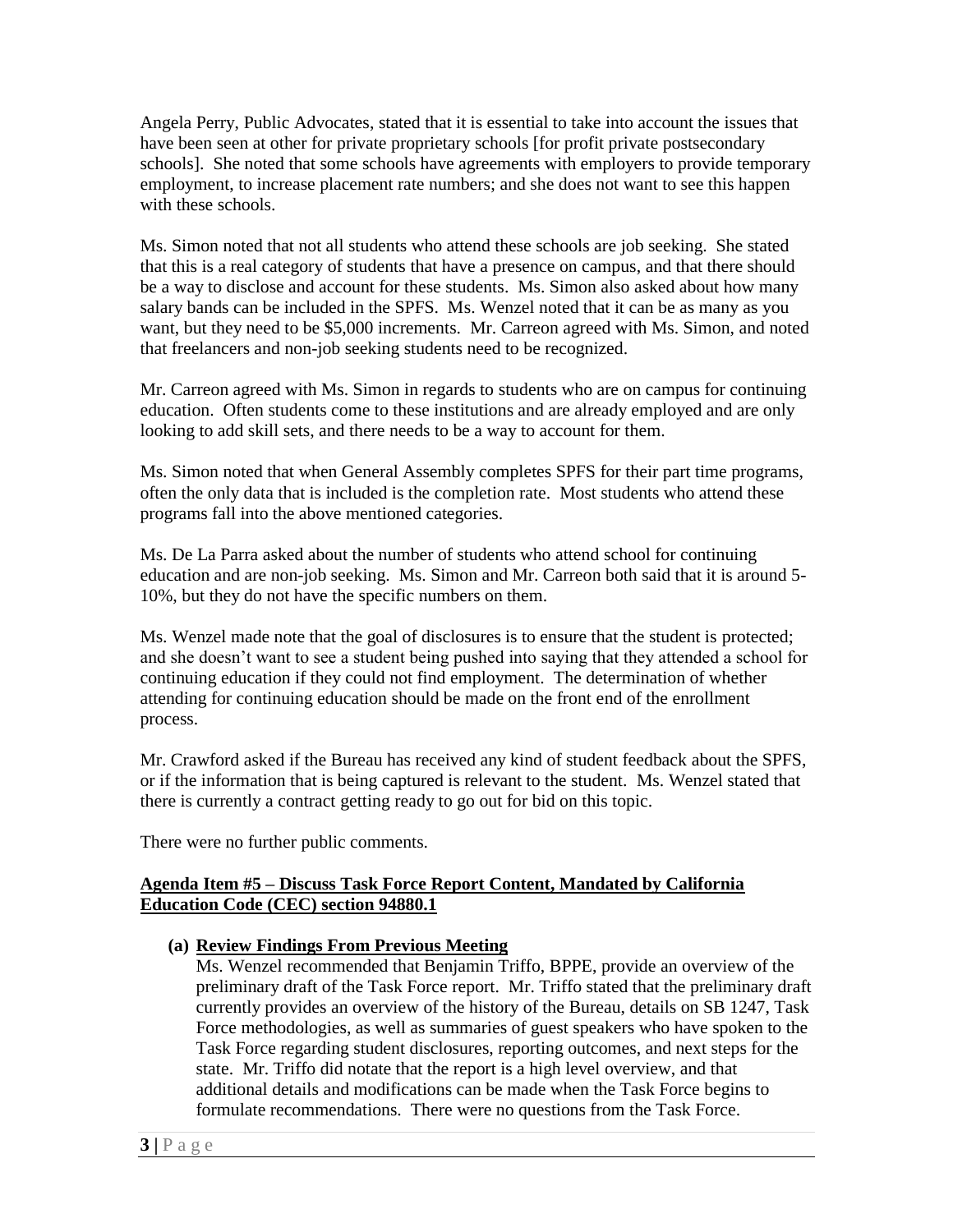Angela Perry, Public Advocates, stated that it is essential to take into account the issues that have been seen at other for private proprietary schools [for profit private postsecondary schools]. She noted that some schools have agreements with employers to provide temporary employment, to increase placement rate numbers; and she does not want to see this happen with these schools.

Ms. Simon noted that not all students who attend these schools are job seeking. She stated that this is a real category of students that have a presence on campus, and that there should be a way to disclose and account for these students. Ms. Simon also asked about how many salary bands can be included in the SPFS. Ms. Wenzel noted that it can be as many as you want, but they need to be $5,000 increments. Mr. Carreon agreed with Ms. Simon, and noted that freelancers and non-job seeking students need to be recognized.

Mr. Carreon agreed with Ms. Simon in regards to students who are on campus for continuing education. Often students come to these institutions and are already employed and are only looking to add skill sets, and there needs to be a way to account for them.

Ms. Simon noted that when General Assembly completes SPFS for their part time programs, often the only data that is included is the completion rate. Most students who attend these programs fall into the above mentioned categories.

Ms. De La Parra asked about the number of students who attend school for continuing education and are non-job seeking. Ms. Simon and Mr. Carreon both said that it is around 5-10%, but they do not have the specific numbers on them.

Ms. Wenzel made note that the goal of disclosures is to ensure that the student is protected; and she doesn't want to see a student being pushed into saying that they attended a school for continuing education if they could not find employment. The determination of whether attending for continuing education should be made on the front end of the enrollment process.

Mr. Crawford asked if the Bureau has received any kind of student feedback about the SPFS, or if the information that is being captured is relevant to the student. Ms. Wenzel stated that there is currently a contract getting ready to go out for bid on this topic.

There were no further public comments.

**Agenda Item #5 – Discuss Task Force Report Content, Mandated by California Education Code (CEC) section 94880.1**

**(a) Review Findings From Previous Meeting**

Ms. Wenzel recommended that Benjamin Triffo, BPPE, provide an overview of the preliminary draft of the Task Force report. Mr. Triffo stated that the preliminary draft currently provides an overview of the history of the Bureau, details on SB 1247, Task Force methodologies, as well as summaries of guest speakers who have spoken to the Task Force regarding student disclosures, reporting outcomes, and next steps for the state. Mr. Triffo did notate that the report is a high level overview, and that additional details and modifications can be made when the Task Force begins to formulate recommendations. There were no questions from the Task Force.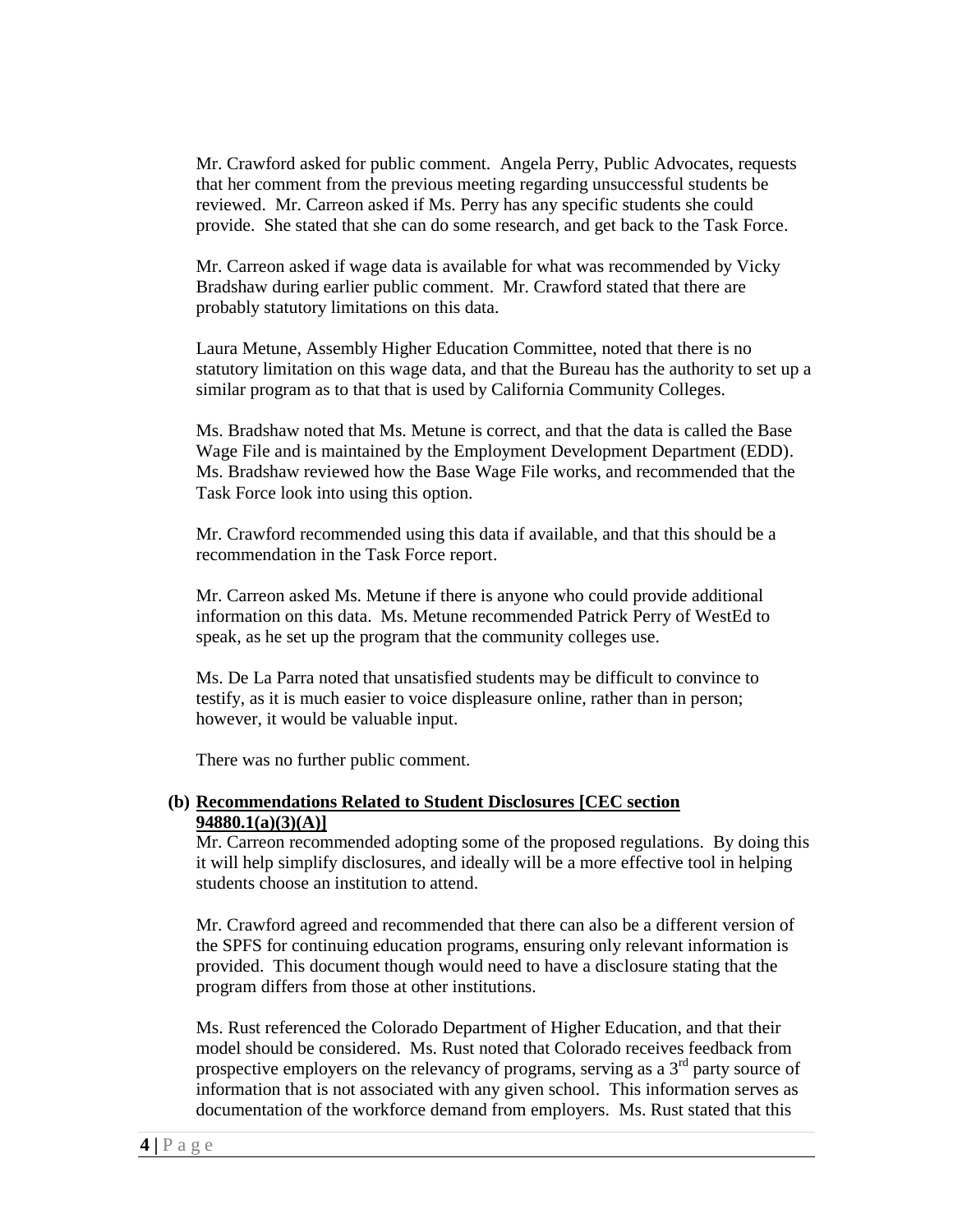Mr. Crawford asked for public comment. Angela Perry, Public Advocates, requests that her comment from the previous meeting regarding unsuccessful students be reviewed. Mr. Carreon asked if Ms. Perry has any specific students she could provide. She stated that she can do some research, and get back to the Task Force.

Mr. Carreon asked if wage data is available for what was recommended by Vicky Bradshaw during earlier public comment. Mr. Crawford stated that there are probably statutory limitations on this data.

Laura Metune, Assembly Higher Education Committee, noted that there is no statutory limitation on this wage data, and that the Bureau has the authority to set up a similar program as to that that is used by California Community Colleges.

Ms. Bradshaw noted that Ms. Metune is correct, and that the data is called the Base Wage File and is maintained by the Employment Development Department (EDD). Ms. Bradshaw reviewed how the Base Wage File works, and recommended that the Task Force look into using this option.

Mr. Crawford recommended using this data if available, and that this should be a recommendation in the Task Force report.

Mr. Carreon asked Ms. Metune if there is anyone who could provide additional information on this data. Ms. Metune recommended Patrick Perry of WestEd to speak, as he set up the program that the community colleges use.

Ms. De La Parra noted that unsatisfied students may be difficult to convince to testify, as it is much easier to voice displeasure online, rather than in person; however, it would be valuable input.

There was no further public comment.

**(b) <u>Recommendations Related to Student Disclosures [CEC section 94880.1(a)(3)(A)]</u>**

Mr. Carreon recommended adopting some of the proposed regulations. By doing this it will help simplify disclosures, and ideally will be a more effective tool in helping students choose an institution to attend.

Mr. Crawford agreed and recommended that there can also be a different version of the SPFS for continuing education programs, ensuring only relevant information is provided. This document though would need to have a disclosure stating that the program differs from those at other institutions.

Ms. Rust referenced the Colorado Department of Higher Education, and that their model should be considered. Ms. Rust noted that Colorado receives feedback from prospective employers on the relevancy of programs, serving as a 3rd party source of information that is not associated with any given school. This information serves as documentation of the workforce demand from employers. Ms. Rust stated that this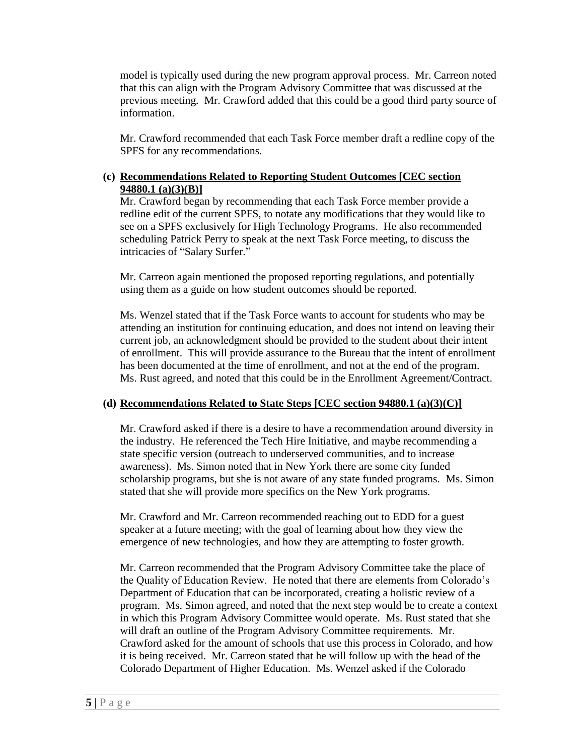model is typically used during the new program approval process. Mr. Carreon noted that this can align with the Program Advisory Committee that was discussed at the previous meeting. Mr. Crawford added that this could be a good third party source of information.

Mr. Crawford recommended that each Task Force member draft a redline copy of the SPFS for any recommendations.

**(c) Recommendations Related to Reporting Student Outcomes [CEC section 94880.1 (a)(3)(B)]**

Mr. Crawford began by recommending that each Task Force member provide a redline edit of the current SPFS, to notate any modifications that they would like to see on a SPFS exclusively for High Technology Programs. He also recommended scheduling Patrick Perry to speak at the next Task Force meeting, to discuss the intricacies of "Salary Surfer."

Mr. Carreon again mentioned the proposed reporting regulations, and potentially using them as a guide on how student outcomes should be reported.

Ms. Wenzel stated that if the Task Force wants to account for students who may be attending an institution for continuing education, and does not intend on leaving their current job, an acknowledgment should be provided to the student about their intent of enrollment. This will provide assurance to the Bureau that the intent of enrollment has been documented at the time of enrollment, and not at the end of the program. Ms. Rust agreed, and noted that this could be in the Enrollment Agreement/Contract.

**(d) Recommendations Related to State Steps [CEC section 94880.1 (a)(3)(C)]**

Mr. Crawford asked if there is a desire to have a recommendation around diversity in the industry. He referenced the Tech Hire Initiative, and maybe recommending a state specific version (outreach to underserved communities, and to increase awareness). Ms. Simon noted that in New York there are some city funded scholarship programs, but she is not aware of any state funded programs. Ms. Simon stated that she will provide more specifics on the New York programs.

Mr. Crawford and Mr. Carreon recommended reaching out to EDD for a guest speaker at a future meeting; with the goal of learning about how they view the emergence of new technologies, and how they are attempting to foster growth.

Mr. Carreon recommended that the Program Advisory Committee take the place of the Quality of Education Review. He noted that there are elements from Colorado's Department of Education that can be incorporated, creating a holistic review of a program. Ms. Simon agreed, and noted that the next step would be to create a context in which this Program Advisory Committee would operate. Ms. Rust stated that she will draft an outline of the Program Advisory Committee requirements. Mr. Crawford asked for the amount of schools that use this process in Colorado, and how it is being received. Mr. Carreon stated that he will follow up with the head of the Colorado Department of Higher Education. Ms. Wenzel asked if the Colorado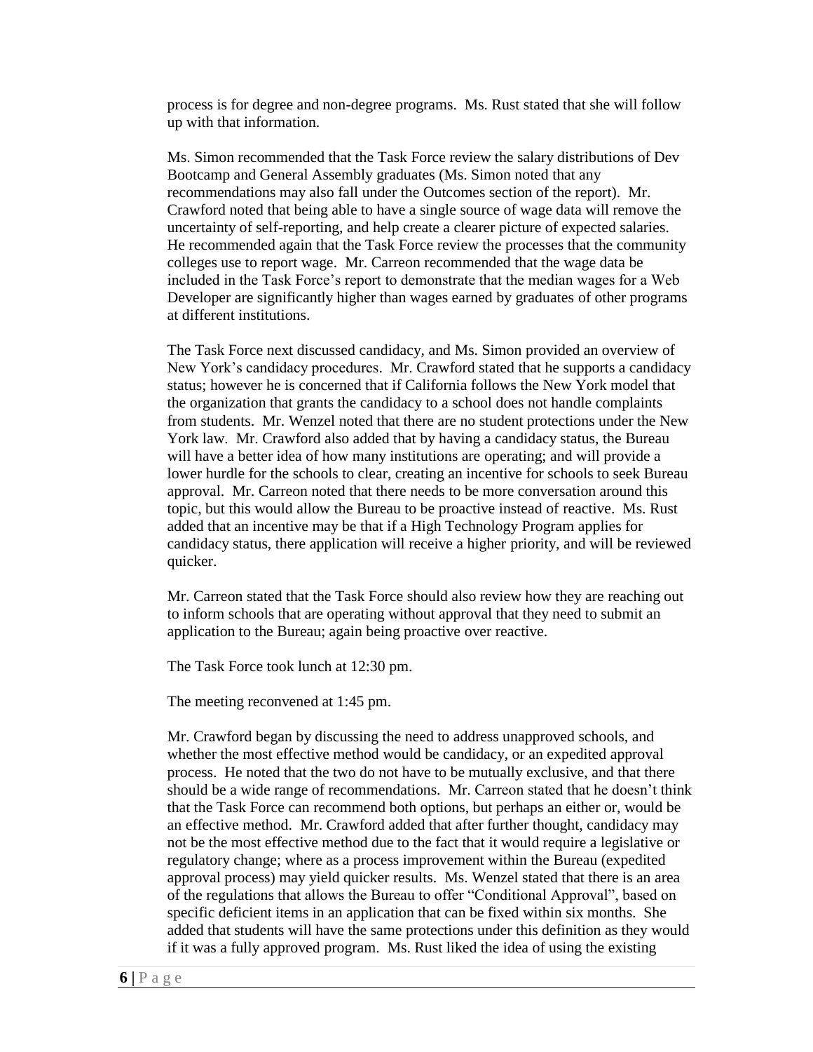process is for degree and non-degree programs. Ms. Rust stated that she will follow up with that information.

Ms. Simon recommended that the Task Force review the salary distributions of Dev Bootcamp and General Assembly graduates (Ms. Simon noted that any recommendations may also fall under the Outcomes section of the report). Mr. Crawford noted that being able to have a single source of wage data will remove the uncertainty of self-reporting, and help create a clearer picture of expected salaries. He recommended again that the Task Force review the processes that the community colleges use to report wage. Mr. Carreon recommended that the wage data be included in the Task Force's report to demonstrate that the median wages for a Web Developer are significantly higher than wages earned by graduates of other programs at different institutions.

The Task Force next discussed candidacy, and Ms. Simon provided an overview of New York's candidacy procedures. Mr. Crawford stated that he supports a candidacy status; however he is concerned that if California follows the New York model that the organization that grants the candidacy to a school does not handle complaints from students. Mr. Wenzel noted that there are no student protections under the New York law. Mr. Crawford also added that by having a candidacy status, the Bureau will have a better idea of how many institutions are operating; and will provide a lower hurdle for the schools to clear, creating an incentive for schools to seek Bureau approval. Mr. Carreon noted that there needs to be more conversation around this topic, but this would allow the Bureau to be proactive instead of reactive. Ms. Rust added that an incentive may be that if a High Technology Program applies for candidacy status, there application will receive a higher priority, and will be reviewed quicker.

Mr. Carreon stated that the Task Force should also review how they are reaching out to inform schools that are operating without approval that they need to submit an application to the Bureau; again being proactive over reactive.

The Task Force took lunch at 12:30 pm.

The meeting reconvened at 1:45 pm.

Mr. Crawford began by discussing the need to address unapproved schools, and whether the most effective method would be candidacy, or an expedited approval process. He noted that the two do not have to be mutually exclusive, and that there should be a wide range of recommendations. Mr. Carreon stated that he doesn't think that the Task Force can recommend both options, but perhaps an either or, would be an effective method. Mr. Crawford added that after further thought, candidacy may not be the most effective method due to the fact that it would require a legislative or regulatory change; where as a process improvement within the Bureau (expedited approval process) may yield quicker results. Ms. Wenzel stated that there is an area of the regulations that allows the Bureau to offer "Conditional Approval", based on specific deficient items in an application that can be fixed within six months. She added that students will have the same protections under this definition as they would if it was a fully approved program. Ms. Rust liked the idea of using the existing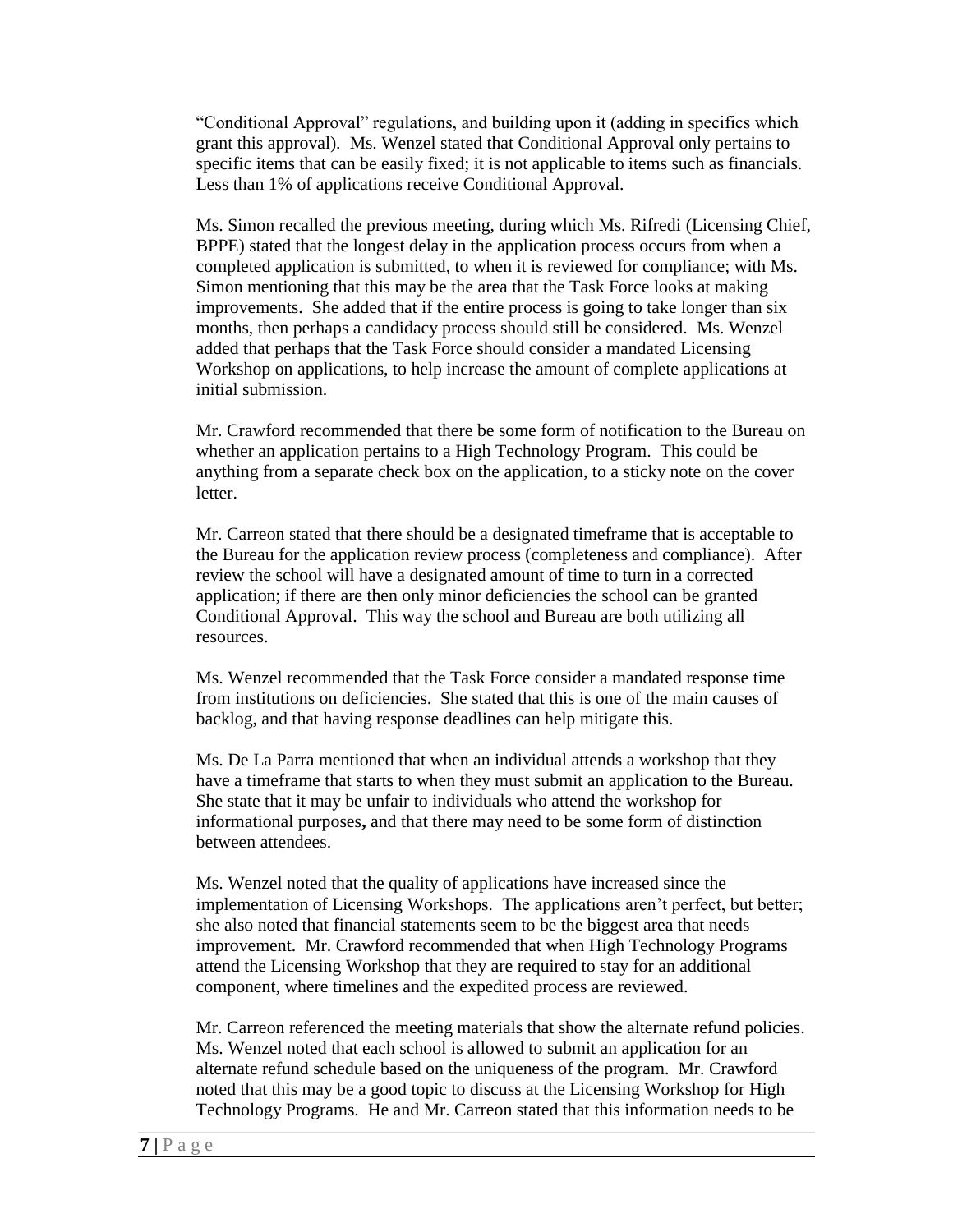"Conditional Approval" regulations, and building upon it (adding in specifics which grant this approval). Ms. Wenzel stated that Conditional Approval only pertains to specific items that can be easily fixed; it is not applicable to items such as financials. Less than 1% of applications receive Conditional Approval.

Ms. Simon recalled the previous meeting, during which Ms. Rifredi (Licensing Chief, BPPE) stated that the longest delay in the application process occurs from when a completed application is submitted, to when it is reviewed for compliance; with Ms. Simon mentioning that this may be the area that the Task Force looks at making improvements. She added that if the entire process is going to take longer than six months, then perhaps a candidacy process should still be considered. Ms. Wenzel added that perhaps that the Task Force should consider a mandated Licensing Workshop on applications, to help increase the amount of complete applications at initial submission.

Mr. Crawford recommended that there be some form of notification to the Bureau on whether an application pertains to a High Technology Program. This could be anything from a separate check box on the application, to a sticky note on the cover letter.

Mr. Carreon stated that there should be a designated timeframe that is acceptable to the Bureau for the application review process (completeness and compliance). After review the school will have a designated amount of time to turn in a corrected application; if there are then only minor deficiencies the school can be granted Conditional Approval. This way the school and Bureau are both utilizing all resources.

Ms. Wenzel recommended that the Task Force consider a mandated response time from institutions on deficiencies. She stated that this is one of the main causes of backlog, and that having response deadlines can help mitigate this.

Ms. De La Parra mentioned that when an individual attends a workshop that they have a timeframe that starts to when they must submit an application to the Bureau. She state that it may be unfair to individuals who attend the workshop for informational purposes**,** and that there may need to be some form of distinction between attendees.

Ms. Wenzel noted that the quality of applications have increased since the implementation of Licensing Workshops. The applications aren't perfect, but better; she also noted that financial statements seem to be the biggest area that needs improvement. Mr. Crawford recommended that when High Technology Programs attend the Licensing Workshop that they are required to stay for an additional component, where timelines and the expedited process are reviewed.

Mr. Carreon referenced the meeting materials that show the alternate refund policies. Ms. Wenzel noted that each school is allowed to submit an application for an alternate refund schedule based on the uniqueness of the program. Mr. Crawford noted that this may be a good topic to discuss at the Licensing Workshop for High Technology Programs. He and Mr. Carreon stated that this information needs to be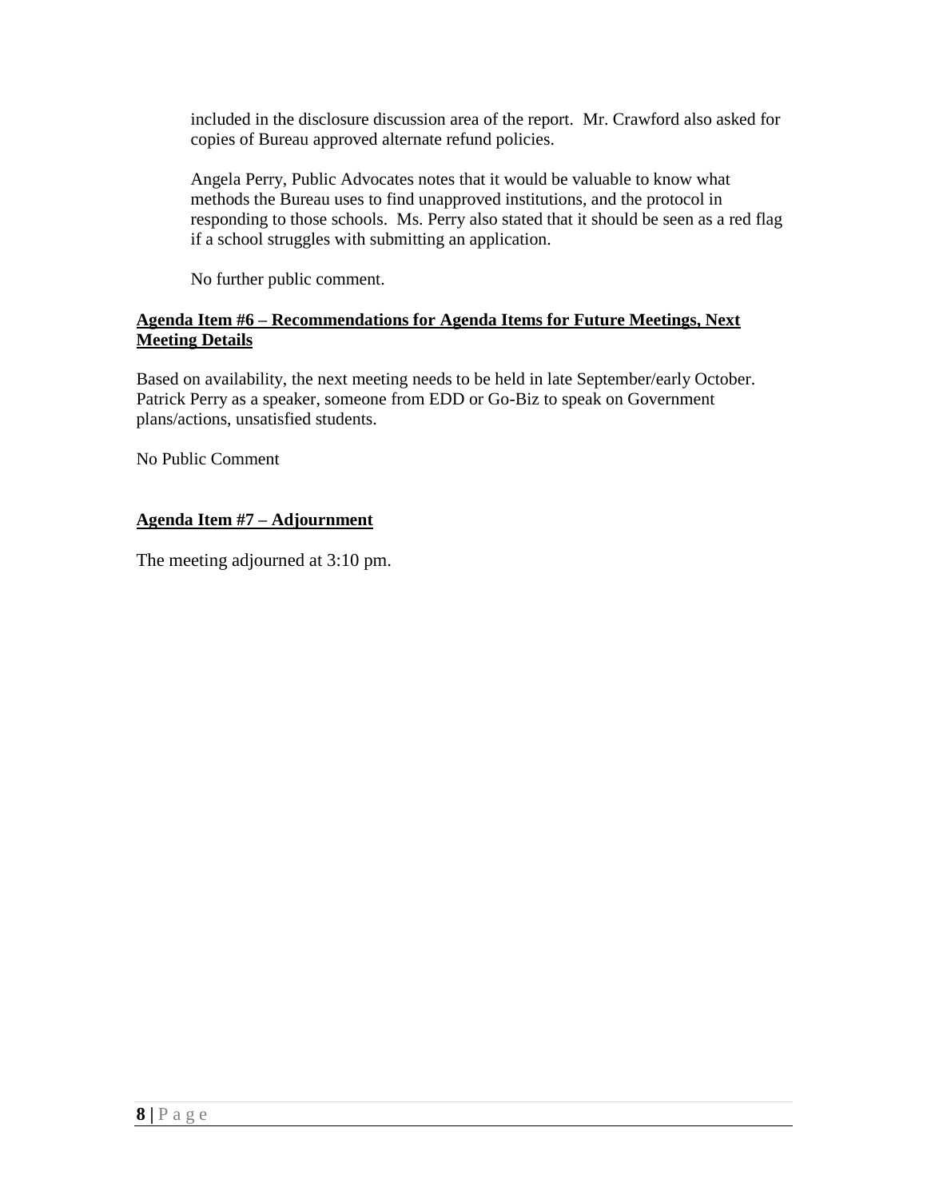included in the disclosure discussion area of the report. Mr. Crawford also asked for copies of Bureau approved alternate refund policies.

Angela Perry, Public Advocates notes that it would be valuable to know what methods the Bureau uses to find unapproved institutions, and the protocol in responding to those schools. Ms. Perry also stated that it should be seen as a red flag if a school struggles with submitting an application.

No further public comment.

**Agenda Item #6 – Recommendations for Agenda Items for Future Meetings, Next Meeting Details**

Based on availability, the next meeting needs to be held in late September/early October. Patrick Perry as a speaker, someone from EDD or Go-Biz to speak on Government plans/actions, unsatisfied students.

No Public Comment

**Agenda Item #7 – Adjournment**

The meeting adjourned at 3:10 pm.